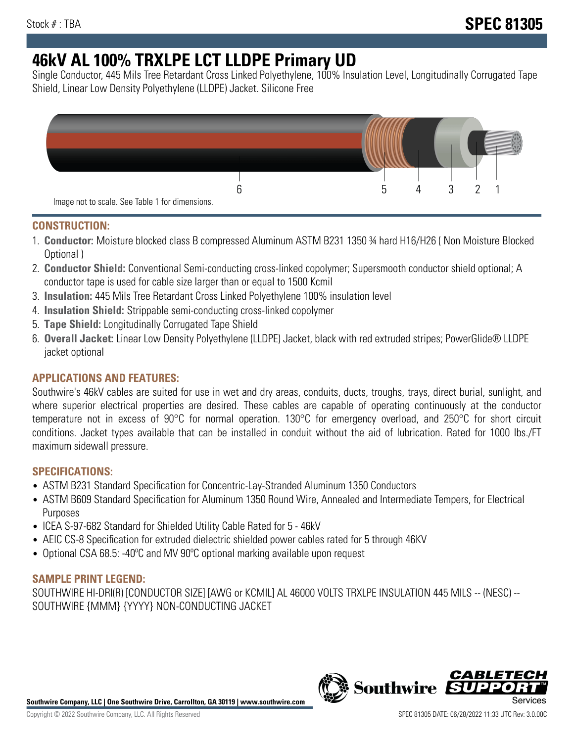Stock # : TBA

# SPEC 81305

# 46kV AL 100% TRXLPE LCT LLDPE Primary UD

Single Conductor, 445 Mils Tree Retardant Cross Linked Polyethylene, 100% Insulation Level, Longitudinally Corrugated Tape Shield, Linear Low Density Polyethylene (LLDPE) Jacket. Silicone Free

6 5 4 3 2 1

Image not to scale. See Table 1 for dimensions.

## CONSTRUCTION:

1. **Conductor:** Moisture blocked class B compressed Aluminum ASTM B231 1350 ¾ hard H16/H26 ( Non Moisture Blocked Optional )
2. **Conductor Shield:** Conventional Semi-conducting cross-linked copolymer; Supersmooth conductor shield optional; A conductor tape is used for cable size larger than or equal to 1500 Kcmil
3. **Insulation:** 445 Mils Tree Retardant Cross Linked Polyethylene 100% insulation level
4. **Insulation Shield:** Strippable semi-conducting cross-linked copolymer
5. **Tape Shield:** Longitudinally Corrugated Tape Shield
6. **Overall Jacket:** Linear Low Density Polyethylene (LLDPE) Jacket, black with red extruded stripes; PowerGlide® LLDPE jacket optional

## APPLICATIONS AND FEATURES:

Southwire's 46kV cables are suited for use in wet and dry areas, conduits, ducts, troughs, trays, direct burial, sunlight, and where superior electrical properties are desired. These cables are capable of operating continuously at the conductor temperature not in excess of 90°C for normal operation. 130°C for emergency overload, and 250°C for short circuit conditions. Jacket types available that can be installed in conduit without the aid of lubrication. Rated for 1000 lbs./FT maximum sidewall pressure.

## SPECIFICATIONS:

- ASTM B231 Standard Specification for Concentric-Lay-Stranded Aluminum 1350 Conductors
- ASTM B609 Standard Specification for Aluminum 1350 Round Wire, Annealed and Intermediate Tempers, for Electrical Purposes
- ICEA S-97-682 Standard for Shielded Utility Cable Rated for 5 - 46kV
- AEIC CS-8 Specification for extruded dielectric shielded power cables rated for 5 through 46KV
- Optional CSA 68.5: -40ºC and MV 90ºC optional marking available upon request

## SAMPLE PRINT LEGEND:

SOUTHWIRE HI-DRI(R) [CONDUCTOR SIZE] [AWG or KCMIL] AL 46000 VOLTS TRXLPE INSULATION 445 MILS -- (NESC) -- SOUTHWIRE {MMM} {YYYY} NON-CONDUCTING JACKET

**Southwire Company, LLC | One Southwire Drive, Carrollton, GA 30119 | www.southwire.com**

Copyright © 2022 Southwire Company, LLC. All Rights Reserved

SPEC 81305 DATE: 06/28/2022 11:33 UTC Rev: 3.0.00C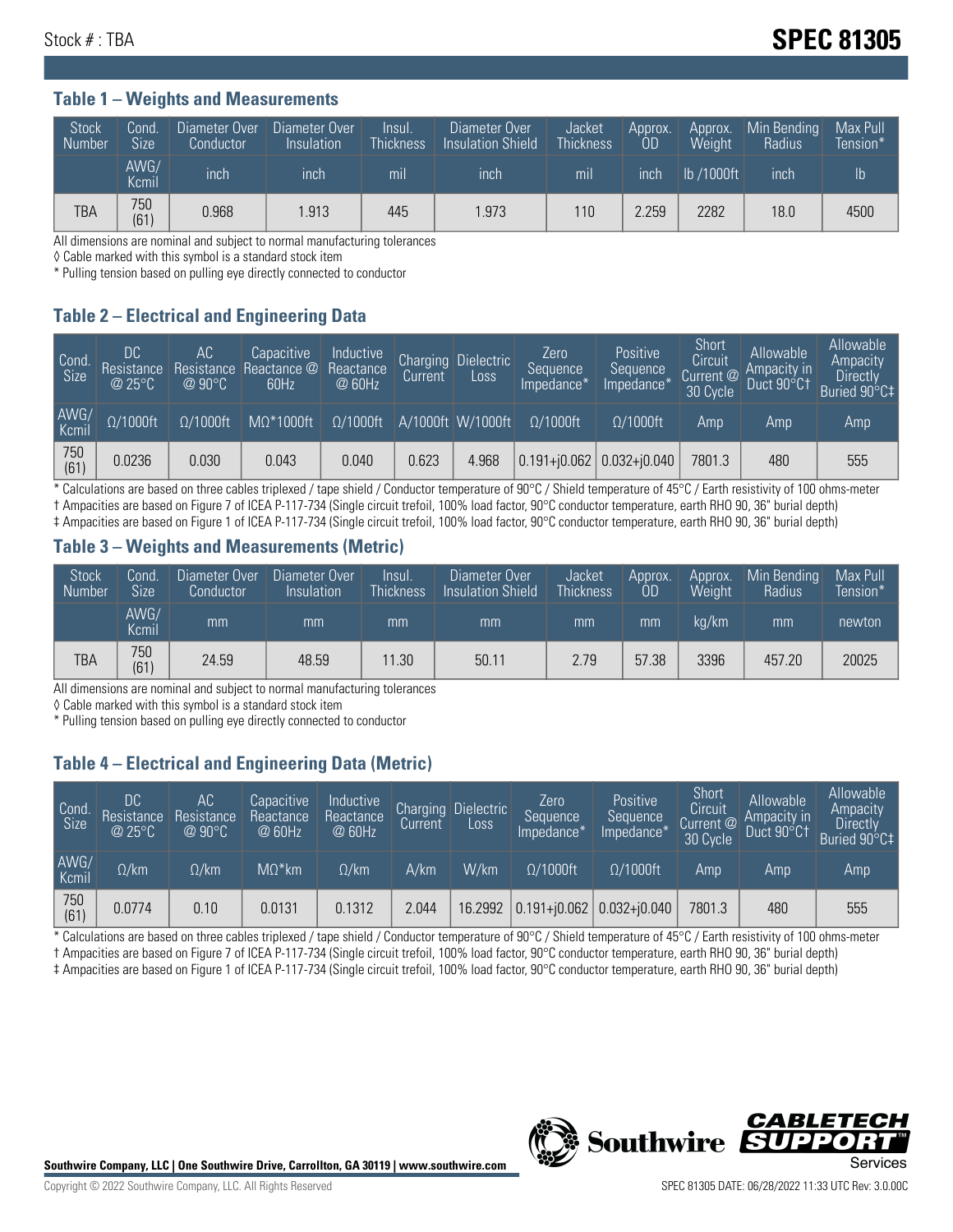Stock # : TBA

# SPEC 81305

### Table 1 – Weights and Measurements

| Stock Number | Cond. Size | Diameter Over Conductor | Diameter Over Insulation | Insul. Thickness | Diameter Over Insulation Shield | Jacket Thickness | Approx. OD | Approx. Weight | Min Bending Radius | Max Pull Tension* |
|---|---|---|---|---|---|---|---|---|---|---|
| | AWG/ Kcmil | inch | inch | mil | inch | mil | inch | lb /1000ft | inch | lb |
| TBA | 750 (61) | 0.968 | 1.913 | 445 | 1.973 | 110 | 2.259 | 2282 | 18.0 | 4500 |

All dimensions are nominal and subject to normal manufacturing tolerances

◊ Cable marked with this symbol is a standard stock item

* Pulling tension based on pulling eye directly connected to conductor

### Table 2 – Electrical and Engineering Data

| Cond. Size | DC Resistance @ 25°C | AC Resistance @ 90°C | Capacitive Reactance @ 60Hz | Inductive Reactance @ 60Hz | Charging Current | Dielectric Loss | Zero Sequence Impedance* | Positive Sequence Impedance* | Short Circuit Current @ 30 Cycle | Allowable Ampacity in Duct 90°C† | Allowable Ampacity Directly Buried 90°C‡ |
|---|---|---|---|---|---|---|---|---|---|---|---|
| AWG/ Kcmil | Ω/1000ft | Ω/1000ft | MΩ*1000ft | Ω/1000ft | A/1000ft | W/1000ft | Ω/1000ft | Ω/1000ft | Amp | Amp | Amp |
| 750 (61) | 0.0236 | 0.030 | 0.043 | 0.040 | 0.623 | 4.968 | 0.191+j0.062 | 0.032+j0.040 | 7801.3 | 480 | 555 |

* Calculations are based on three cables triplexed / tape shield / Conductor temperature of 90°C / Shield temperature of 45°C / Earth resistivity of 100 ohms-meter

† Ampacities are based on Figure 7 of ICEA P-117-734 (Single circuit trefoil, 100% load factor, 90°C conductor temperature, earth RHO 90, 36" burial depth)

‡ Ampacities are based on Figure 1 of ICEA P-117-734 (Single circuit trefoil, 100% load factor, 90°C conductor temperature, earth RHO 90, 36" burial depth)

### Table 3 – Weights and Measurements (Metric)

| Stock Number | Cond. Size | Diameter Over Conductor | Diameter Over Insulation | Insul. Thickness | Diameter Over Insulation Shield | Jacket Thickness | Approx. OD | Approx. Weight | Min Bending Radius | Max Pull Tension* |
|---|---|---|---|---|---|---|---|---|---|---|
| | AWG/ Kcmil | mm | mm | mm | mm | mm | mm | kg/km | mm | newton |
| TBA | 750 (61) | 24.59 | 48.59 | 11.30 | 50.11 | 2.79 | 57.38 | 3396 | 457.20 | 20025 |

All dimensions are nominal and subject to normal manufacturing tolerances

◊ Cable marked with this symbol is a standard stock item

* Pulling tension based on pulling eye directly connected to conductor

### Table 4 – Electrical and Engineering Data (Metric)

| Cond. Size | DC Resistance @ 25°C | AC Resistance @ 90°C | Capacitive Reactance @ 60Hz | Inductive Reactance @ 60Hz | Charging Current | Dielectric Loss | Zero Sequence Impedance* | Positive Sequence Impedance* | Short Circuit Current @ 30 Cycle | Allowable Ampacity in Duct 90°C† | Allowable Ampacity Directly Buried 90°C‡ |
|---|---|---|---|---|---|---|---|---|---|---|---|
| AWG/ Kcmil | Ω/km | Ω/km | MΩ*km | Ω/km | A/km | W/km | Ω/1000ft | Ω/1000ft | Amp | Amp | Amp |
| 750 (61) | 0.0774 | 0.10 | 0.0131 | 0.1312 | 2.044 | 16.2992 | 0.191+j0.062 | 0.032+j0.040 | 7801.3 | 480 | 555 |

* Calculations are based on three cables triplexed / tape shield / Conductor temperature of 90°C / Shield temperature of 45°C / Earth resistivity of 100 ohms-meter

† Ampacities are based on Figure 7 of ICEA P-117-734 (Single circuit trefoil, 100% load factor, 90°C conductor temperature, earth RHO 90, 36" burial depth)

‡ Ampacities are based on Figure 1 of ICEA P-117-734 (Single circuit trefoil, 100% load factor, 90°C conductor temperature, earth RHO 90, 36" burial depth)

**Southwire Company, LLC | One Southwire Drive, Carrollton, GA 30119 | www.southwire.com**

Copyright © 2022 Southwire Company, LLC. All Rights Reserved

SPEC 81305 DATE: 06/28/2022 11:33 UTC Rev: 3.0.00C